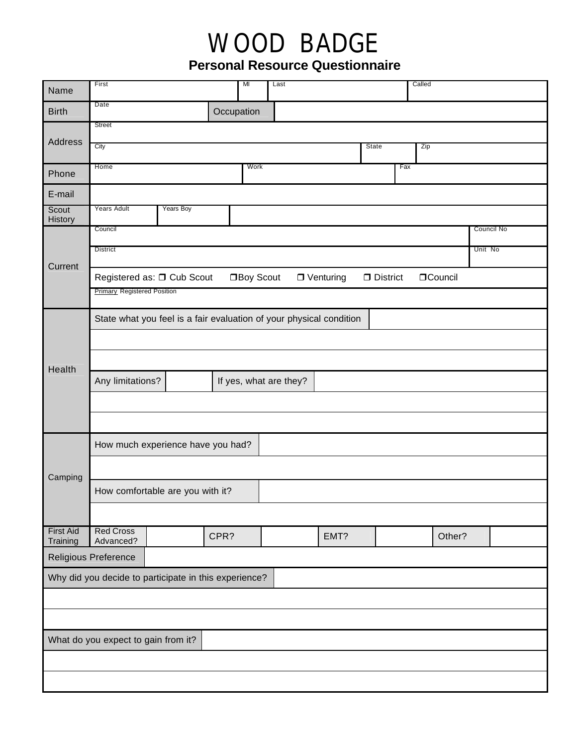# WOOD BADGE

## Personal Resource Questionnaire

| | | | | | | | |
|---|---|---|---|---|---|---|---|
| Name | First | | MI | Last | | Called | |
| Birth | Date | Occupation | | | | | |
| Address | Street | | | | | | |
| | City | | | | State | Zip | |
| Phone | Home | | Work | | Fax | | |
| E-mail | | | | | | | |
| Scout History | Years Adult | Years Boy | | | | | |
| Current | Council | | | | | | Council No |
| | District | | | | | | Unit No |
| | Registered as: ❐ Cub Scout ❐Boy Scout ❐ Venturing ❐ District ❐Council | | | | | | |
| | Primary Registered Position | | | | | | |
| Health | State what you feel is a fair evaluation of your physical condition | | | | | | |
| | | | | | | | |
| | | | | | | | |
| | Any limitations? | | If yes, what are they? | | | | |
| | | | | | | | |
| | | | | | | | |
| Camping | How much experience have you had? | | | | | | |
| | | | | | | | |
| | How comfortable are you with it? | | | | | | |
| | | | | | | | |
| First Aid Training | Red Cross Advanced? | | CPR? | | EMT? | | Other? |
| Religious Preference | | | | | | | |
| Why did you decide to participate in this experience? | | | | | | | |
| | | | | | | | |
| | | | | | | | |
| What do you expect to gain from it? | | | | | | | |
| | | | | | | | |
| | | | | | | | |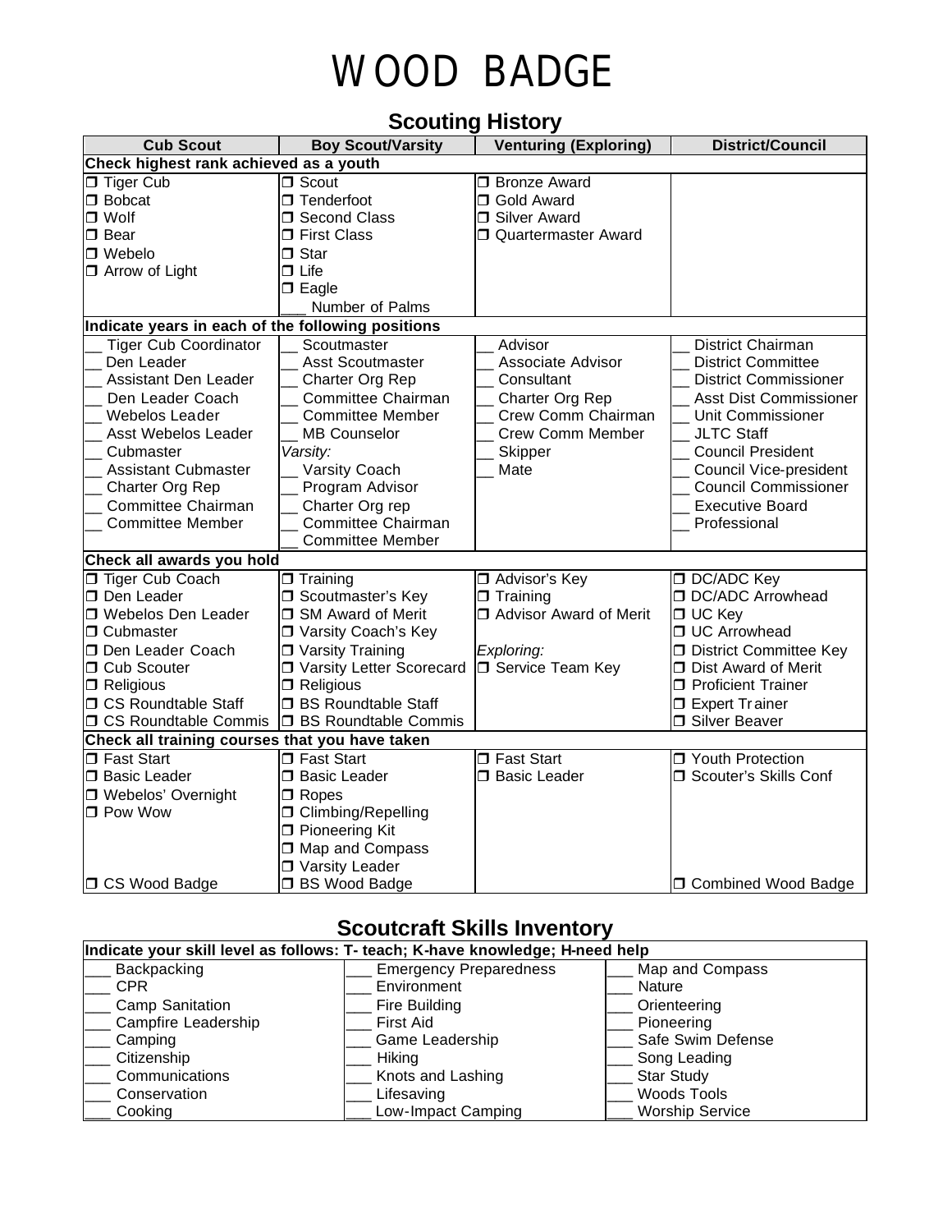# WOOD BADGE

## Scouting History

| Cub Scout | Boy Scout/Varsity | Venturing (Exploring) | District/Council |
|---|---|---|---|
| **Check highest rank achieved as a youth** | | | |
| ❐ Tiger Cub<br>❐ Bobcat<br>❐ Wolf<br>❐ Bear<br>❐ Webelo<br>❐ Arrow of Light | ❐ Scout<br>❐ Tenderfoot<br>❐ Second Class<br>❐ First Class<br>❐ Star<br>❐ Life<br>❐ Eagle<br>___ Number of Palms | ❐ Bronze Award<br>❐ Gold Award<br>❐ Silver Award<br>❐ Quartermaster Award | |
| **Indicate years in each of the following positions** | | | |
| __ Tiger Cub Coordinator<br>__ Den Leader<br>__ Assistant Den Leader<br>__ Den Leader Coach<br>__ Webelos Leader<br>__ Asst Webelos Leader<br>__ Cubmaster<br>__ Assistant Cubmaster<br>__ Charter Org Rep<br>__ Committee Chairman<br>__ Committee Member | __ Scoutmaster<br>__ Asst Scoutmaster<br>__ Charter Org Rep<br>__ Committee Chairman<br>__ Committee Member<br>__ MB Counselor<br>*Varsity:*<br>__ Varsity Coach<br>__ Program Advisor<br>__ Charter Org rep<br>__ Committee Chairman<br>__ Committee Member | __ Advisor<br>__ Associate Advisor<br>__ Consultant<br>__ Charter Org Rep<br>__ Crew Comm Chairman<br>__ Crew Comm Member<br>__ Skipper<br>__ Mate | __ District Chairman<br>__ District Committee<br>__ District Commissioner<br>__ Asst Dist Commissioner<br>__ Unit Commissioner<br>__ JLTC Staff<br>__ Council President<br>__ Council Vice-president<br>__ Council Commissioner<br>__ Executive Board<br>__ Professional |
| **Check all awards you hold** | | | |
| ❐ Tiger Cub Coach<br>❐ Den Leader<br>❐ Webelos Den Leader<br>❐ Cubmaster<br>❐ Den Leader Coach<br>❐ Cub Scouter<br>❐ Religious<br>❐ CS Roundtable Staff<br>❐ CS Roundtable Commis | ❐ Training<br>❐ Scoutmaster's Key<br>❐ SM Award of Merit<br>❐ Varsity Coach's Key<br>❐ Varsity Training<br>❐ Varsity Letter Scorecard<br>❐ Religious<br>❐ BS Roundtable Staff<br>❐ BS Roundtable Commis | ❐ Advisor's Key<br>❐ Training<br>❐ Advisor Award of Merit<br><br>*Exploring:*<br>❐ Service Team Key | ❐ DC/ADC Key<br>❐ DC/ADC Arrowhead<br>❐ UC Key<br>❐ UC Arrowhead<br>❐ District Committee Key<br>❐ Dist Award of Merit<br>❐ Proficient Trainer<br>❐ Expert Trainer<br>❐ Silver Beaver |
| **Check all training courses that you have taken** | | | |
| ❐ Fast Start<br>❐ Basic Leader<br>❐ Webelos' Overnight<br>❐ Pow Wow<br><br><br><br>❐ CS Wood Badge | ❐ Fast Start<br>❐ Basic Leader<br>❐ Ropes<br>❐ Climbing/Repelling<br>❐ Pioneering Kit<br>❐ Map and Compass<br>❐ Varsity Leader<br>❐ BS Wood Badge | ❐ Fast Start<br>❐ Basic Leader | ❐ Youth Protection<br>❐ Scouter's Skills Conf<br><br><br><br><br><br>❐ Combined Wood Badge |

## Scoutcraft Skills Inventory

| Indicate your skill level as follows: T- teach; K-have knowledge; H-need help | | |
|---|---|---|
| ___ Backpacking | ___ Emergency Preparedness | ___ Map and Compass |
| ___ CPR | ___ Environment | ___ Nature |
| ___ Camp Sanitation | ___ Fire Building | ___ Orienteering |
| ___ Campfire Leadership | ___ First Aid | ___ Pioneering |
| ___ Camping | ___ Game Leadership | ___ Safe Swim Defense |
| ___ Citizenship | ___ Hiking | ___ Song Leading |
| ___ Communications | ___ Knots and Lashing | ___ Star Study |
| ___ Conservation | ___ Lifesaving | ___ Woods Tools |
| ___ Cooking | ___ Low-Impact Camping | ___ Worship Service |